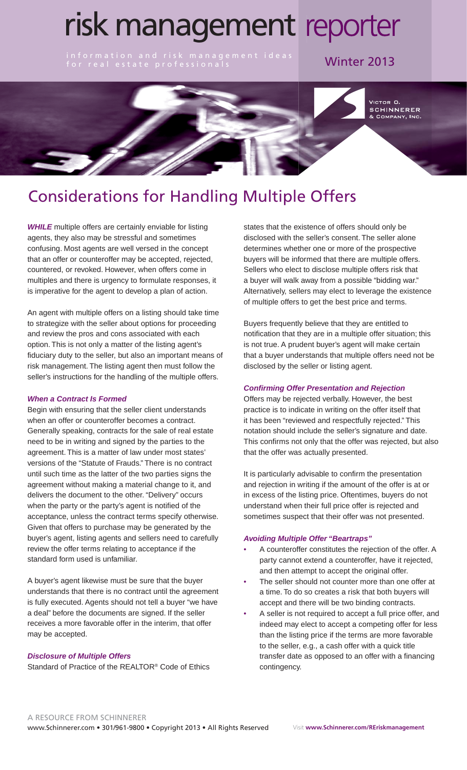# risk management reporter

information and risk management ideas for real estate professionals

Winter 2013

Victor O. Schinnerer & Company, Inc.

## Considerations for Handling Multiple Offers

***WHILE*** multiple offers are certainly enviable for listing agents, they also may be stressful and sometimes confusing. Most agents are well versed in the concept that an offer or counteroffer may be accepted, rejected, countered, or revoked. However, when offers come in multiples and there is urgency to formulate responses, it is imperative for the agent to develop a plan of action.

An agent with multiple offers on a listing should take time to strategize with the seller about options for proceeding and review the pros and cons associated with each option. This is not only a matter of the listing agent's fiduciary duty to the seller, but also an important means of risk management. The listing agent then must follow the seller's instructions for the handling of the multiple offers.

### *When a Contract Is Formed*

Begin with ensuring that the seller client understands when an offer or counteroffer becomes a contract. Generally speaking, contracts for the sale of real estate need to be in writing and signed by the parties to the agreement. This is a matter of law under most states' versions of the "Statute of Frauds." There is no contract until such time as the latter of the two parties signs the agreement without making a material change to it, and delivers the document to the other. "Delivery" occurs when the party or the party's agent is notified of the acceptance, unless the contract terms specify otherwise. Given that offers to purchase may be generated by the buyer's agent, listing agents and sellers need to carefully review the offer terms relating to acceptance if the standard form used is unfamiliar.

A buyer's agent likewise must be sure that the buyer understands that there is no contract until the agreement is fully executed. Agents should not tell a buyer "we have a deal" before the documents are signed. If the seller receives a more favorable offer in the interim, that offer may be accepted.

### *Disclosure of Multiple Offers*

Standard of Practice of the REALTOR® Code of Ethics states that the existence of offers should only be disclosed with the seller's consent. The seller alone determines whether one or more of the prospective buyers will be informed that there are multiple offers. Sellers who elect to disclose multiple offers risk that a buyer will walk away from a possible "bidding war." Alternatively, sellers may elect to leverage the existence of multiple offers to get the best price and terms.

Buyers frequently believe that they are entitled to notification that they are in a multiple offer situation; this is not true. A prudent buyer's agent will make certain that a buyer understands that multiple offers need not be disclosed by the seller or listing agent.

### *Confirming Offer Presentation and Rejection*

Offers may be rejected verbally. However, the best practice is to indicate in writing on the offer itself that it has been "reviewed and respectfully rejected." This notation should include the seller's signature and date. This confirms not only that the offer was rejected, but also that the offer was actually presented.

It is particularly advisable to confirm the presentation and rejection in writing if the amount of the offer is at or in excess of the listing price. Oftentimes, buyers do not understand when their full price offer is rejected and sometimes suspect that their offer was not presented.

### *Avoiding Multiple Offer "Beartraps"*

- A counteroffer constitutes the rejection of the offer. A party cannot extend a counteroffer, have it rejected, and then attempt to accept the original offer.
- The seller should not counter more than one offer at a time. To do so creates a risk that both buyers will accept and there will be two binding contracts.
- A seller is not required to accept a full price offer, and indeed may elect to accept a competing offer for less than the listing price if the terms are more favorable to the seller, e.g., a cash offer with a quick title transfer date as opposed to an offer with a financing contingency.

A RESOURCE FROM SCHINNERER
www.Schinnerer.com • 301/961-9800 • Copyright 2013 • All Rights Reserved Visit **www.Schinnerer.com/REriskmanagement**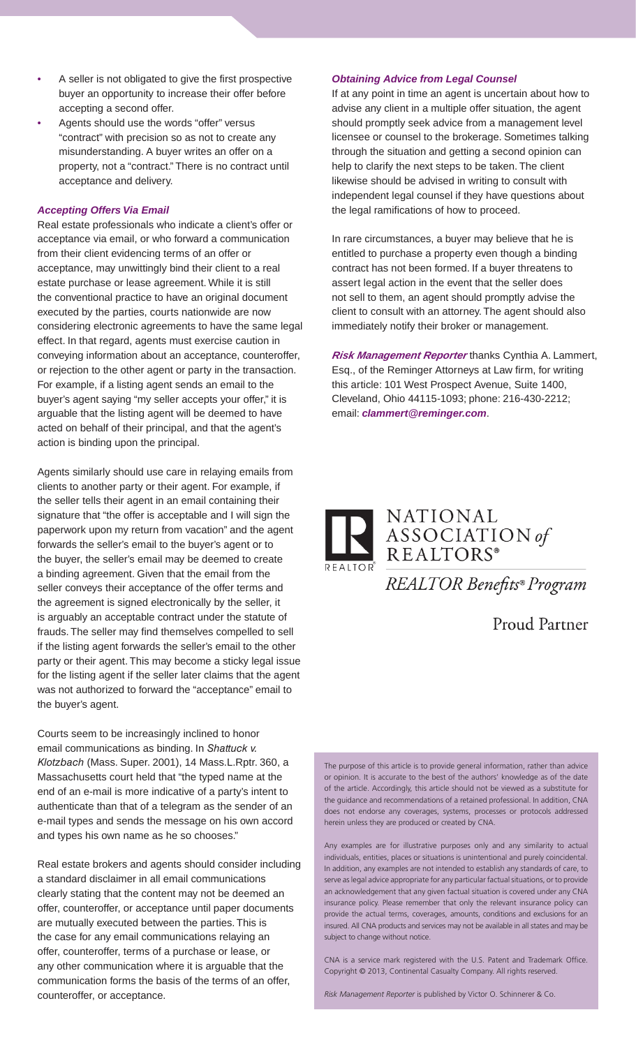- A seller is not obligated to give the first prospective buyer an opportunity to increase their offer before accepting a second offer.
- Agents should use the words "offer" versus "contract" with precision so as not to create any misunderstanding. A buyer writes an offer on a property, not a "contract." There is no contract until acceptance and delivery.

### *Accepting Offers Via Email*

Real estate professionals who indicate a client's offer or acceptance via email, or who forward a communication from their client evidencing terms of an offer or acceptance, may unwittingly bind their client to a real estate purchase or lease agreement. While it is still the conventional practice to have an original document executed by the parties, courts nationwide are now considering electronic agreements to have the same legal effect. In that regard, agents must exercise caution in conveying information about an acceptance, counteroffer, or rejection to the other agent or party in the transaction. For example, if a listing agent sends an email to the buyer's agent saying "my seller accepts your offer," it is arguable that the listing agent will be deemed to have acted on behalf of their principal, and that the agent's action is binding upon the principal.

Agents similarly should use care in relaying emails from clients to another party or their agent. For example, if the seller tells their agent in an email containing their signature that "the offer is acceptable and I will sign the paperwork upon my return from vacation" and the agent forwards the seller's email to the buyer's agent or to the buyer, the seller's email may be deemed to create a binding agreement. Given that the email from the seller conveys their acceptance of the offer terms and the agreement is signed electronically by the seller, it is arguably an acceptable contract under the statute of frauds. The seller may find themselves compelled to sell if the listing agent forwards the seller's email to the other party or their agent. This may become a sticky legal issue for the listing agent if the seller later claims that the agent was not authorized to forward the "acceptance" email to the buyer's agent.

Courts seem to be increasingly inclined to honor email communications as binding. In *Shattuck v. Klotzbach* (Mass. Super. 2001), 14 Mass.L.Rptr. 360, a Massachusetts court held that "the typed name at the end of an e-mail is more indicative of a party's intent to authenticate than that of a telegram as the sender of an e-mail types and sends the message on his own accord and types his own name as he so chooses."

Real estate brokers and agents should consider including a standard disclaimer in all email communications clearly stating that the content may not be deemed an offer, counteroffer, or acceptance until paper documents are mutually executed between the parties. This is the case for any email communications relaying an offer, counteroffer, terms of a purchase or lease, or any other communication where it is arguable that the communication forms the basis of the terms of an offer, counteroffer, or acceptance.

### *Obtaining Advice from Legal Counsel*

If at any point in time an agent is uncertain about how to advise any client in a multiple offer situation, the agent should promptly seek advice from a management level licensee or counsel to the brokerage. Sometimes talking through the situation and getting a second opinion can help to clarify the next steps to be taken. The client likewise should be advised in writing to consult with independent legal counsel if they have questions about the legal ramifications of how to proceed.

In rare circumstances, a buyer may believe that he is entitled to purchase a property even though a binding contract has not been formed. If a buyer threatens to assert legal action in the event that the seller does not sell to them, an agent should promptly advise the client to consult with an attorney. The agent should also immediately notify their broker or management.

***Risk Management Reporter*** thanks Cynthia A. Lammert, Esq., of the Reminger Attorneys at Law firm, for writing this article: 101 West Prospect Avenue, Suite 1400, Cleveland, Ohio 44115-1093; phone: 216-430-2212; email: ***clammert@reminger.com***.

NATIONAL ASSOCIATION *of* REALTORS®

*REALTOR Benefits® Program*

Proud Partner

The purpose of this article is to provide general information, rather than advice or opinion. It is accurate to the best of the authors' knowledge as of the date of the article. Accordingly, this article should not be viewed as a substitute for the guidance and recommendations of a retained professional. In addition, CNA does not endorse any coverages, systems, processes or protocols addressed herein unless they are produced or created by CNA.

Any examples are for illustrative purposes only and any similarity to actual individuals, entities, places or situations is unintentional and purely coincidental. In addition, any examples are not intended to establish any standards of care, to serve as legal advice appropriate for any particular factual situations, or to provide an acknowledgement that any given factual situation is covered under any CNA insurance policy. Please remember that only the relevant insurance policy can provide the actual terms, coverages, amounts, conditions and exclusions for an insured. All CNA products and services may not be available in all states and may be subject to change without notice.

CNA is a service mark registered with the U.S. Patent and Trademark Office. Copyright © 2013, Continental Casualty Company. All rights reserved.

*Risk Management Reporter* is published by Victor O. Schinnerer & Co.